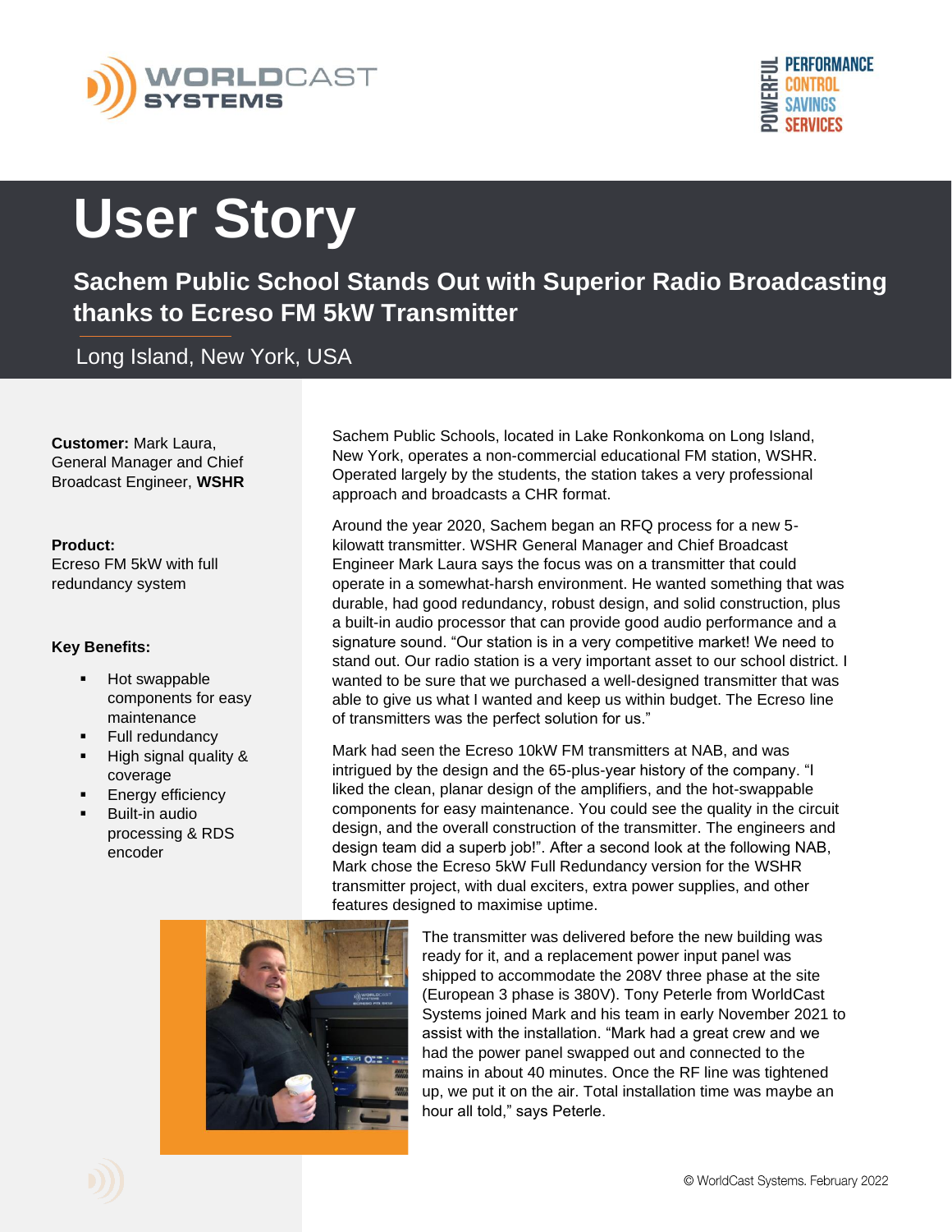WORLDCAST SYSTEMS

POWERFUL PERFORMANCE CONTROL SAVINGS SERVICES

# User Story

## Sachem Public School Stands Out with Superior Radio Broadcasting thanks to Ecreso FM 5kW Transmitter

Long Island, New York, USA

**Customer:** Mark Laura, General Manager and Chief Broadcast Engineer, **WSHR**

**Product:**
Ecreso FM 5kW with full redundancy system

**Key Benefits:**

- Hot swappable components for easy maintenance
- Full redundancy
- High signal quality & coverage
- Energy efficiency
- Built-in audio processing & RDS encoder

Sachem Public Schools, located in Lake Ronkonkoma on Long Island, New York, operates a non-commercial educational FM station, WSHR. Operated largely by the students, the station takes a very professional approach and broadcasts a CHR format.

Around the year 2020, Sachem began an RFQ process for a new 5-kilowatt transmitter. WSHR General Manager and Chief Broadcast Engineer Mark Laura says the focus was on a transmitter that could operate in a somewhat-harsh environment. He wanted something that was durable, had good redundancy, robust design, and solid construction, plus a built-in audio processor that can provide good audio performance and a signature sound. "Our station is in a very competitive market! We need to stand out. Our radio station is a very important asset to our school district. I wanted to be sure that we purchased a well-designed transmitter that was able to give us what I wanted and keep us within budget. The Ecreso line of transmitters was the perfect solution for us."

Mark had seen the Ecreso 10kW FM transmitters at NAB, and was intrigued by the design and the 65-plus-year history of the company. "I liked the clean, planar design of the amplifiers, and the hot-swappable components for easy maintenance. You could see the quality in the circuit design, and the overall construction of the transmitter. The engineers and design team did a superb job!". After a second look at the following NAB, Mark chose the Ecreso 5kW Full Redundancy version for the WSHR transmitter project, with dual exciters, extra power supplies, and other features designed to maximise uptime.

The transmitter was delivered before the new building was ready for it, and a replacement power input panel was shipped to accommodate the 208V three phase at the site (European 3 phase is 380V). Tony Peterle from WorldCast Systems joined Mark and his team in early November 2021 to assist with the installation. "Mark had a great crew and we had the power panel swapped out and connected to the mains in about 40 minutes. Once the RF line was tightened up, we put it on the air. Total installation time was maybe an hour all told," says Peterle.

© WorldCast Systems. February 2022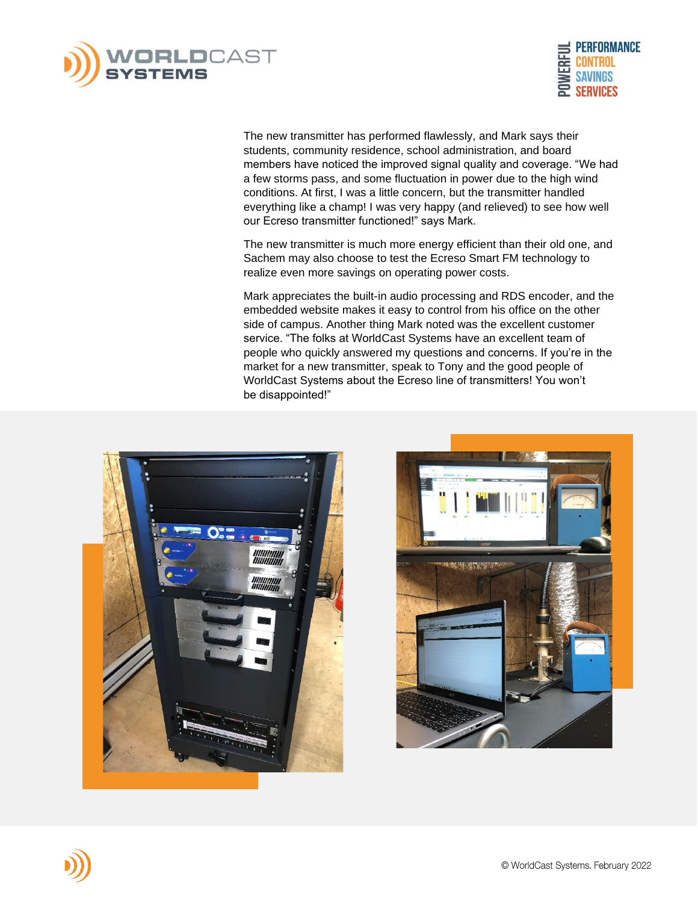The new transmitter has performed flawlessly, and Mark says their students, community residence, school administration, and board members have noticed the improved signal quality and coverage. "We had a few storms pass, and some fluctuation in power due to the high wind conditions. At first, I was a little concern, but the transmitter handled everything like a champ! I was very happy (and relieved) to see how well our Ecreso transmitter functioned!" says Mark.

The new transmitter is much more energy efficient than their old one, and Sachem may also choose to test the Ecreso Smart FM technology to realize even more savings on operating power costs.

Mark appreciates the built-in audio processing and RDS encoder, and the embedded website makes it easy to control from his office on the other side of campus. Another thing Mark noted was the excellent customer service. "The folks at WorldCast Systems have an excellent team of people who quickly answered my questions and concerns. If you're in the market for a new transmitter, speak to Tony and the good people of WorldCast Systems about the Ecreso line of transmitters! You won't be disappointed!"

© WorldCast Systems. February 2022